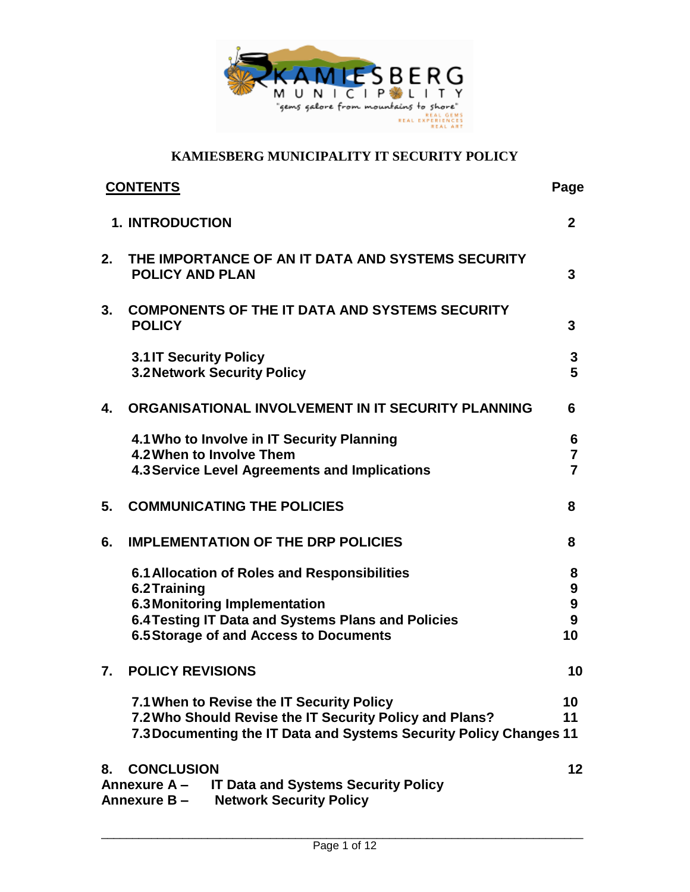# KAMIESBERG MUNICIPALITY IT SECURITY POLICY

| **CONTENTS** | **Page** |
|---|---|
| **1. INTRODUCTION** | **2** |
| **2. THE IMPORTANCE OF AN IT DATA AND SYSTEMS SECURITY POLICY AND PLAN** | **3** |
| **3. COMPONENTS OF THE IT DATA AND SYSTEMS SECURITY POLICY** | **3** |
| **3.1 IT Security Policy** | **3** |
| **3.2 Network Security Policy** | **5** |
| **4. ORGANISATIONAL INVOLVEMENT IN IT SECURITY PLANNING** | **6** |
| **4.1 Who to Involve in IT Security Planning** | **6** |
| **4.2 When to Involve Them** | **7** |
| **4.3 Service Level Agreements and Implications** | **7** |
| **5. COMMUNICATING THE POLICIES** | **8** |
| **6. IMPLEMENTATION OF THE DRP POLICIES** | **8** |
| **6.1 Allocation of Roles and Responsibilities** | **8** |
| **6.2 Training** | **9** |
| **6.3 Monitoring Implementation** | **9** |
| **6.4 Testing IT Data and Systems Plans and Policies** | **9** |
| **6.5 Storage of and Access to Documents** | **10** |
| **7. POLICY REVISIONS** | **10** |
| **7.1 When to Revise the IT Security Policy** | **10** |
| **7.2 Who Should Revise the IT Security Policy and Plans?** | **11** |
| **7.3 Documenting the IT Data and Systems Security Policy Changes** | **11** |
| **8. CONCLUSION** | **12** |

**Annexure A – IT Data and Systems Security Policy**

**Annexure B – Network Security Policy**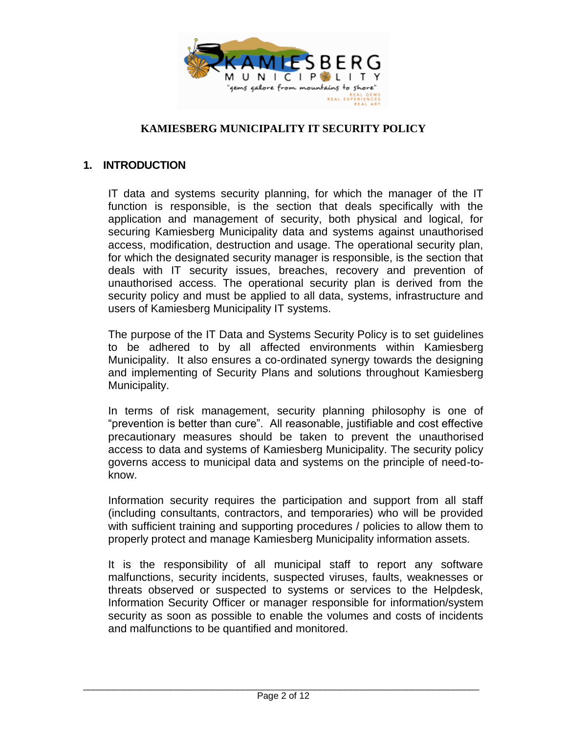**KAMIESBERG MUNICIPALITY IT SECURITY POLICY**

## 1. INTRODUCTION

IT data and systems security planning, for which the manager of the IT function is responsible, is the section that deals specifically with the application and management of security, both physical and logical, for securing Kamiesberg Municipality data and systems against unauthorised access, modification, destruction and usage. The operational security plan, for which the designated security manager is responsible, is the section that deals with IT security issues, breaches, recovery and prevention of unauthorised access. The operational security plan is derived from the security policy and must be applied to all data, systems, infrastructure and users of Kamiesberg Municipality IT systems.

The purpose of the IT Data and Systems Security Policy is to set guidelines to be adhered to by all affected environments within Kamiesberg Municipality. It also ensures a co-ordinated synergy towards the designing and implementing of Security Plans and solutions throughout Kamiesberg Municipality.

In terms of risk management, security planning philosophy is one of "prevention is better than cure". All reasonable, justifiable and cost effective precautionary measures should be taken to prevent the unauthorised access to data and systems of Kamiesberg Municipality. The security policy governs access to municipal data and systems on the principle of need-to-know.

Information security requires the participation and support from all staff (including consultants, contractors, and temporaries) who will be provided with sufficient training and supporting procedures / policies to allow them to properly protect and manage Kamiesberg Municipality information assets.

It is the responsibility of all municipal staff to report any software malfunctions, security incidents, suspected viruses, faults, weaknesses or threats observed or suspected to systems or services to the Helpdesk, Information Security Officer or manager responsible for information/system security as soon as possible to enable the volumes and costs of incidents and malfunctions to be quantified and monitored.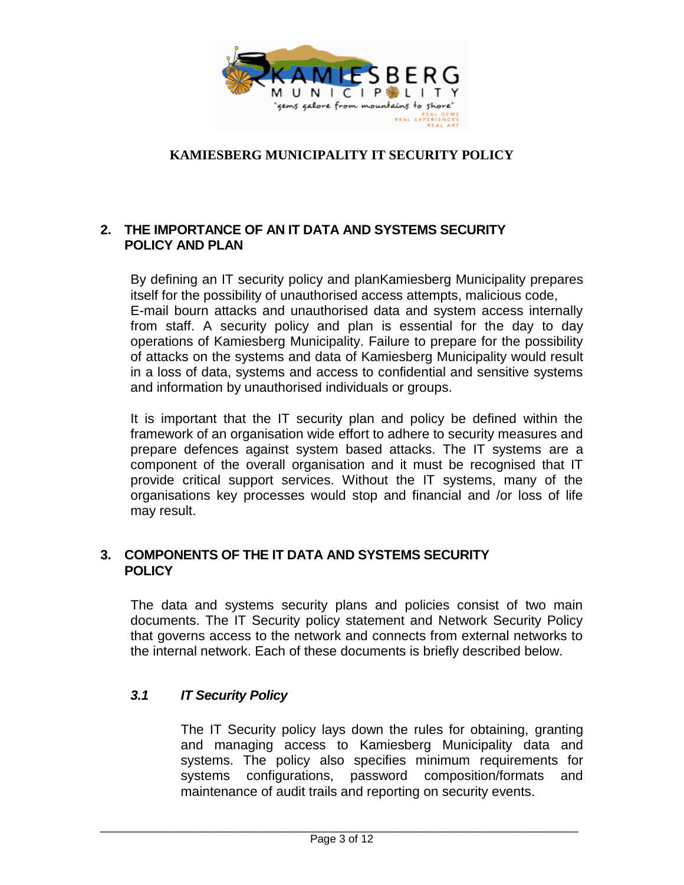**KAMIESBERG MUNICIPALITY IT SECURITY POLICY**

## 2. THE IMPORTANCE OF AN IT DATA AND SYSTEMS SECURITY POLICY AND PLAN

By defining an IT security policy and planKamiesberg Municipality prepares itself for the possibility of unauthorised access attempts, malicious code, E-mail bourn attacks and unauthorised data and system access internally from staff. A security policy and plan is essential for the day to day operations of Kamiesberg Municipality. Failure to prepare for the possibility of attacks on the systems and data of Kamiesberg Municipality would result in a loss of data, systems and access to confidential and sensitive systems and information by unauthorised individuals or groups.

It is important that the IT security plan and policy be defined within the framework of an organisation wide effort to adhere to security measures and prepare defences against system based attacks. The IT systems are a component of the overall organisation and it must be recognised that IT provide critical support services. Without the IT systems, many of the organisations key processes would stop and financial and /or loss of life may result.

## 3. COMPONENTS OF THE IT DATA AND SYSTEMS SECURITY POLICY

The data and systems security plans and policies consist of two main documents. The IT Security policy statement and Network Security Policy that governs access to the network and connects from external networks to the internal network. Each of these documents is briefly described below.

### *3.1 IT Security Policy*

The IT Security policy lays down the rules for obtaining, granting and managing access to Kamiesberg Municipality data and systems. The policy also specifies minimum requirements for systems configurations, password composition/formats and maintenance of audit trails and reporting on security events.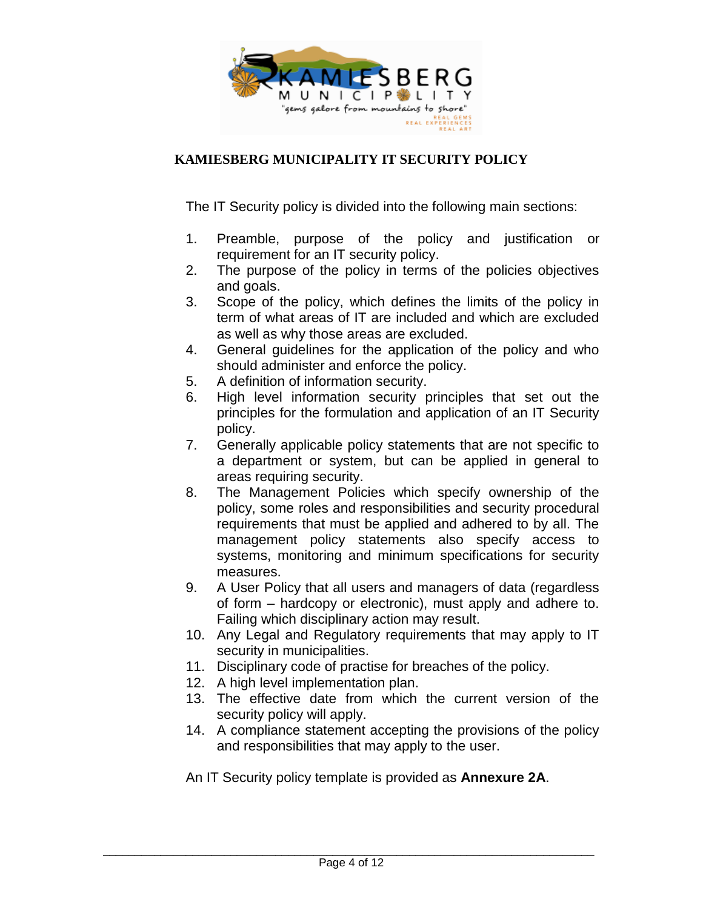**KAMIESBERG MUNICIPALITY IT SECURITY POLICY**

The IT Security policy is divided into the following main sections:

1. Preamble, purpose of the policy and justification or requirement for an IT security policy.
2. The purpose of the policy in terms of the policies objectives and goals.
3. Scope of the policy, which defines the limits of the policy in term of what areas of IT are included and which are excluded as well as why those areas are excluded.
4. General guidelines for the application of the policy and who should administer and enforce the policy.
5. A definition of information security.
6. High level information security principles that set out the principles for the formulation and application of an IT Security policy.
7. Generally applicable policy statements that are not specific to a department or system, but can be applied in general to areas requiring security.
8. The Management Policies which specify ownership of the policy, some roles and responsibilities and security procedural requirements that must be applied and adhered to by all. The management policy statements also specify access to systems, monitoring and minimum specifications for security measures.
9. A User Policy that all users and managers of data (regardless of form – hardcopy or electronic), must apply and adhere to. Failing which disciplinary action may result.
10. Any Legal and Regulatory requirements that may apply to IT security in municipalities.
11. Disciplinary code of practise for breaches of the policy.
12. A high level implementation plan.
13. The effective date from which the current version of the security policy will apply.
14. A compliance statement accepting the provisions of the policy and responsibilities that may apply to the user.

An IT Security policy template is provided as **Annexure 2A**.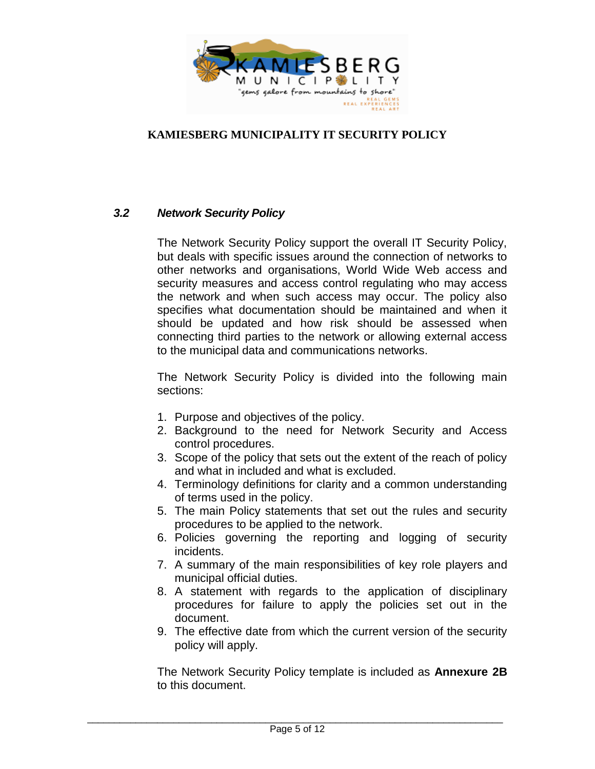### *3.2 Network Security Policy*

The Network Security Policy support the overall IT Security Policy, but deals with specific issues around the connection of networks to other networks and organisations, World Wide Web access and security measures and access control regulating who may access the network and when such access may occur. The policy also specifies what documentation should be maintained and when it should be updated and how risk should be assessed when connecting third parties to the network or allowing external access to the municipal data and communications networks.

The Network Security Policy is divided into the following main sections:

1. Purpose and objectives of the policy.
2. Background to the need for Network Security and Access control procedures.
3. Scope of the policy that sets out the extent of the reach of policy and what in included and what is excluded.
4. Terminology definitions for clarity and a common understanding of terms used in the policy.
5. The main Policy statements that set out the rules and security procedures to be applied to the network.
6. Policies governing the reporting and logging of security incidents.
7. A summary of the main responsibilities of key role players and municipal official duties.
8. A statement with regards to the application of disciplinary procedures for failure to apply the policies set out in the document.
9. The effective date from which the current version of the security policy will apply.

The Network Security Policy template is included as **Annexure 2B** to this document.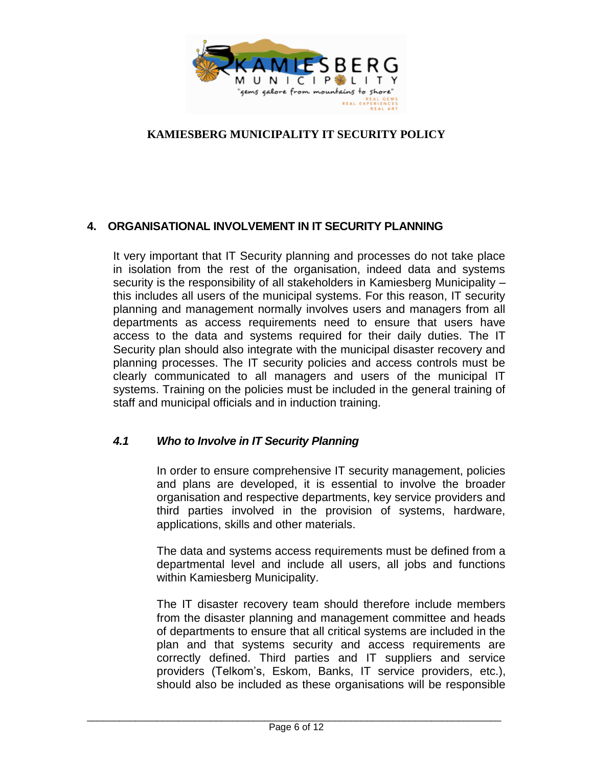**KAMIESBERG MUNICIPALITY IT SECURITY POLICY**

## 4. ORGANISATIONAL INVOLVEMENT IN IT SECURITY PLANNING

It very important that IT Security planning and processes do not take place in isolation from the rest of the organisation, indeed data and systems security is the responsibility of all stakeholders in Kamiesberg Municipality – this includes all users of the municipal systems. For this reason, IT security planning and management normally involves users and managers from all departments as access requirements need to ensure that users have access to the data and systems required for their daily duties. The IT Security plan should also integrate with the municipal disaster recovery and planning processes. The IT security policies and access controls must be clearly communicated to all managers and users of the municipal IT systems. Training on the policies must be included in the general training of staff and municipal officials and in induction training.

### *4.1 Who to Involve in IT Security Planning*

In order to ensure comprehensive IT security management, policies and plans are developed, it is essential to involve the broader organisation and respective departments, key service providers and third parties involved in the provision of systems, hardware, applications, skills and other materials.

The data and systems access requirements must be defined from a departmental level and include all users, all jobs and functions within Kamiesberg Municipality.

The IT disaster recovery team should therefore include members from the disaster planning and management committee and heads of departments to ensure that all critical systems are included in the plan and that systems security and access requirements are correctly defined. Third parties and IT suppliers and service providers (Telkom's, Eskom, Banks, IT service providers, etc.), should also be included as these organisations will be responsible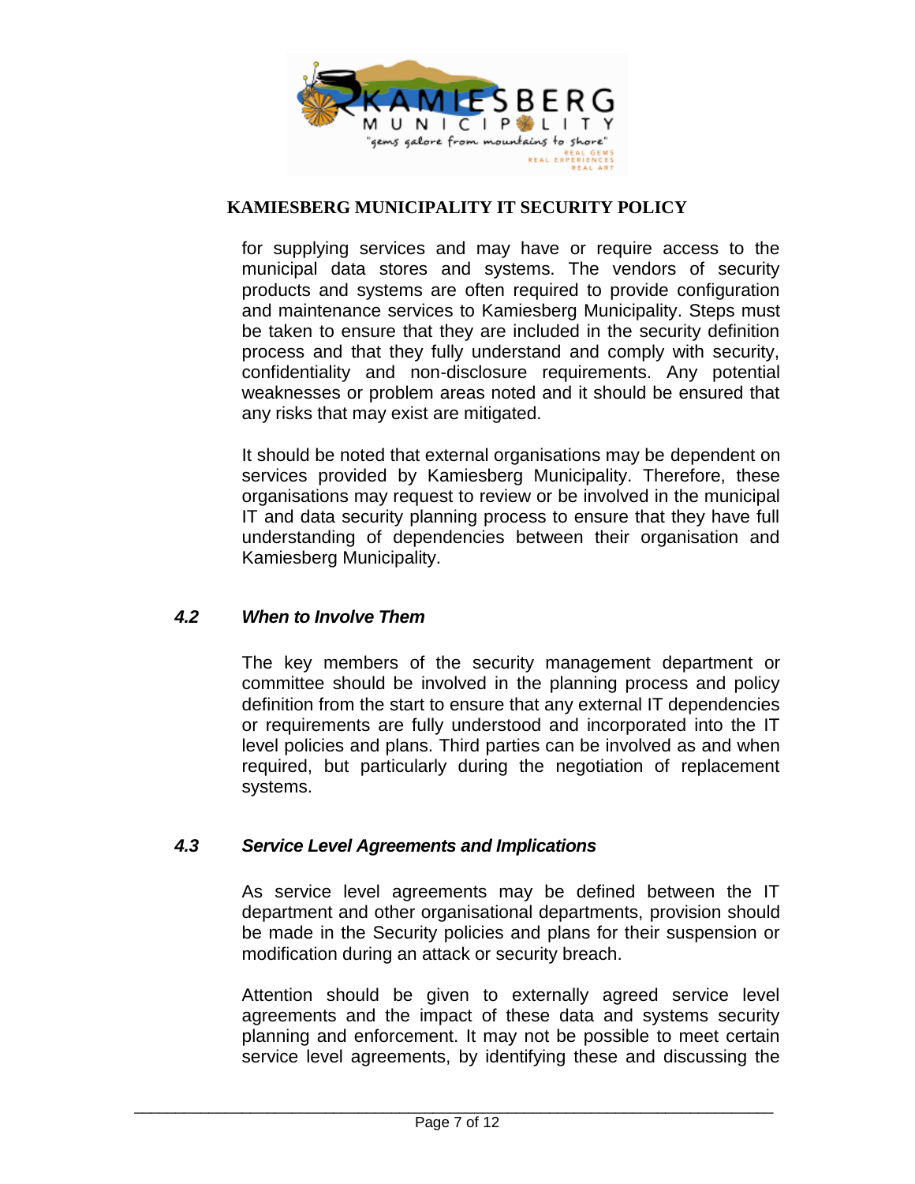for supplying services and may have or require access to the municipal data stores and systems. The vendors of security products and systems are often required to provide configuration and maintenance services to Kamiesberg Municipality. Steps must be taken to ensure that they are included in the security definition process and that they fully understand and comply with security, confidentiality and non-disclosure requirements. Any potential weaknesses or problem areas noted and it should be ensured that any risks that may exist are mitigated.

It should be noted that external organisations may be dependent on services provided by Kamiesberg Municipality. Therefore, these organisations may request to review or be involved in the municipal IT and data security planning process to ensure that they have full understanding of dependencies between their organisation and Kamiesberg Municipality.

### *4.2 When to Involve Them*

The key members of the security management department or committee should be involved in the planning process and policy definition from the start to ensure that any external IT dependencies or requirements are fully understood and incorporated into the IT level policies and plans. Third parties can be involved as and when required, but particularly during the negotiation of replacement systems.

### *4.3 Service Level Agreements and Implications*

As service level agreements may be defined between the IT department and other organisational departments, provision should be made in the Security policies and plans for their suspension or modification during an attack or security breach.

Attention should be given to externally agreed service level agreements and the impact of these data and systems security planning and enforcement. It may not be possible to meet certain service level agreements, by identifying these and discussing the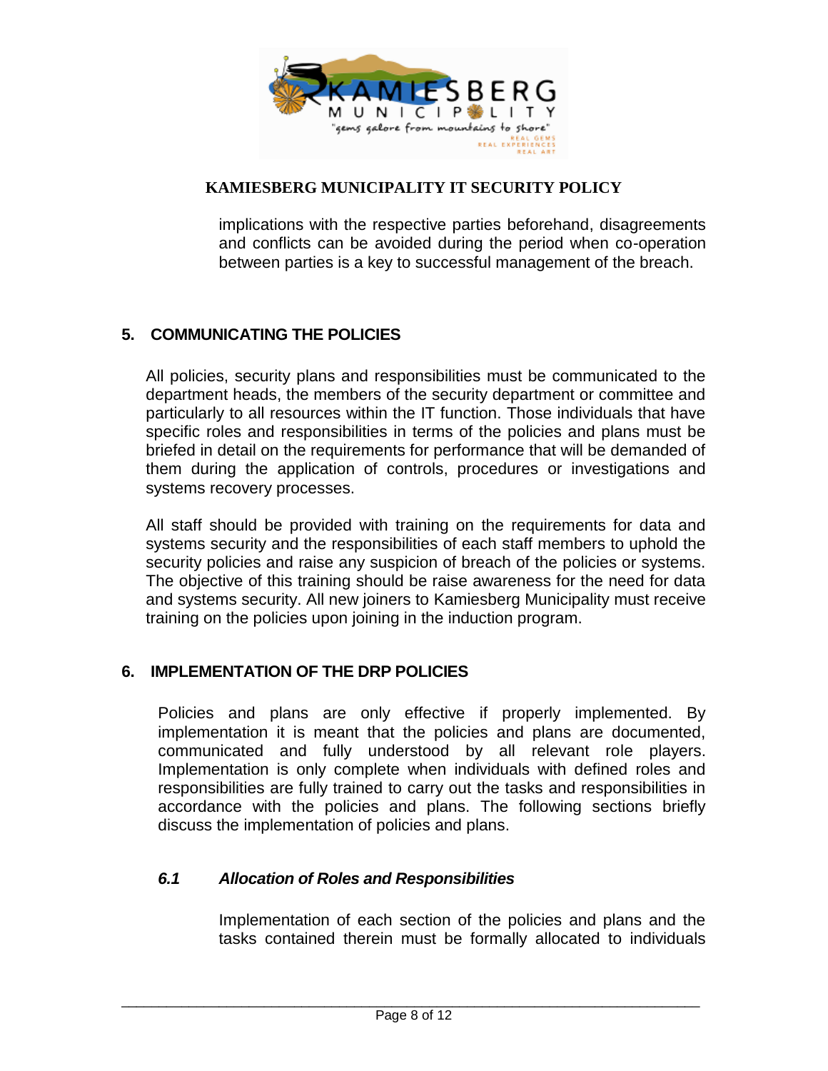implications with the respective parties beforehand, disagreements and conflicts can be avoided during the period when co-operation between parties is a key to successful management of the breach.

## 5. COMMUNICATING THE POLICIES

All policies, security plans and responsibilities must be communicated to the department heads, the members of the security department or committee and particularly to all resources within the IT function. Those individuals that have specific roles and responsibilities in terms of the policies and plans must be briefed in detail on the requirements for performance that will be demanded of them during the application of controls, procedures or investigations and systems recovery processes.

All staff should be provided with training on the requirements for data and systems security and the responsibilities of each staff members to uphold the security policies and raise any suspicion of breach of the policies or systems. The objective of this training should be raise awareness for the need for data and systems security. All new joiners to Kamiesberg Municipality must receive training on the policies upon joining in the induction program.

## 6. IMPLEMENTATION OF THE DRP POLICIES

Policies and plans are only effective if properly implemented. By implementation it is meant that the policies and plans are documented, communicated and fully understood by all relevant role players. Implementation is only complete when individuals with defined roles and responsibilities are fully trained to carry out the tasks and responsibilities in accordance with the policies and plans. The following sections briefly discuss the implementation of policies and plans.

### *6.1 Allocation of Roles and Responsibilities*

Implementation of each section of the policies and plans and the tasks contained therein must be formally allocated to individuals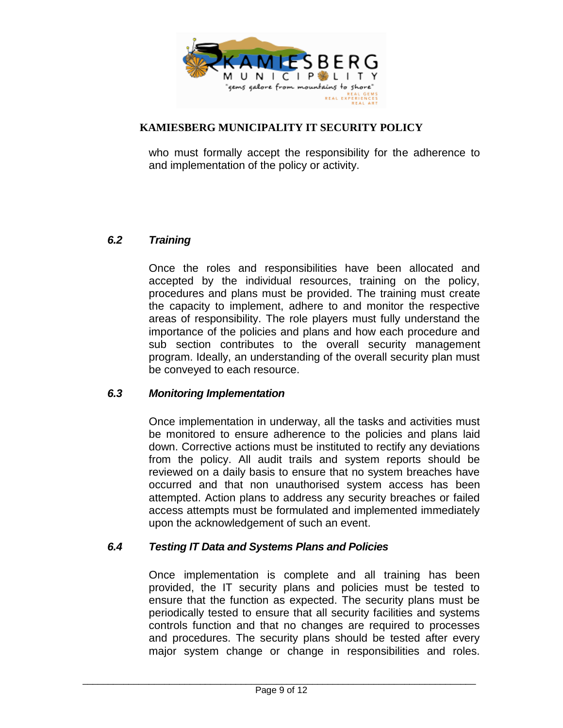who must formally accept the responsibility for the adherence to and implementation of the policy or activity.

### *6.2 Training*

Once the roles and responsibilities have been allocated and accepted by the individual resources, training on the policy, procedures and plans must be provided. The training must create the capacity to implement, adhere to and monitor the respective areas of responsibility. The role players must fully understand the importance of the policies and plans and how each procedure and sub section contributes to the overall security management program. Ideally, an understanding of the overall security plan must be conveyed to each resource.

### *6.3 Monitoring Implementation*

Once implementation in underway, all the tasks and activities must be monitored to ensure adherence to the policies and plans laid down. Corrective actions must be instituted to rectify any deviations from the policy. All audit trails and system reports should be reviewed on a daily basis to ensure that no system breaches have occurred and that non unauthorised system access has been attempted. Action plans to address any security breaches or failed access attempts must be formulated and implemented immediately upon the acknowledgement of such an event.

### *6.4 Testing IT Data and Systems Plans and Policies*

Once implementation is complete and all training has been provided, the IT security plans and policies must be tested to ensure that the function as expected. The security plans must be periodically tested to ensure that all security facilities and systems controls function and that no changes are required to processes and procedures. The security plans should be tested after every major system change or change in responsibilities and roles.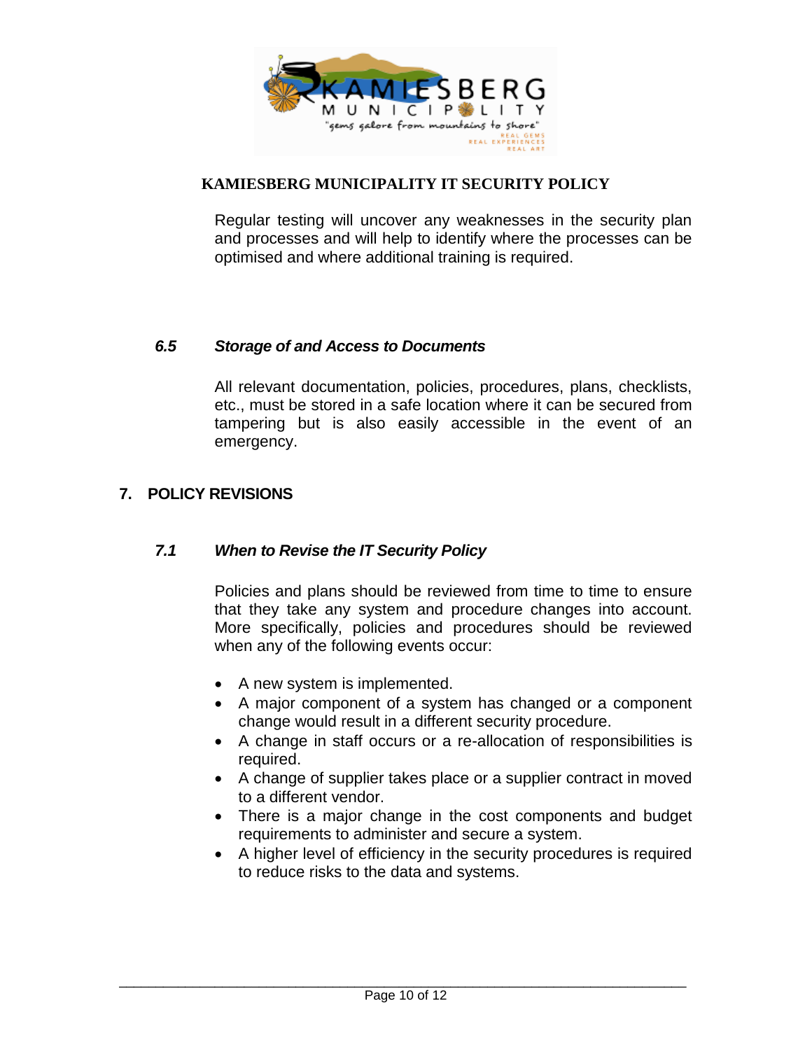Regular testing will uncover any weaknesses in the security plan and processes and will help to identify where the processes can be optimised and where additional training is required.

### *6.5 Storage of and Access to Documents*

All relevant documentation, policies, procedures, plans, checklists, etc., must be stored in a safe location where it can be secured from tampering but is also easily accessible in the event of an emergency.

## 7. POLICY REVISIONS

### *7.1 When to Revise the IT Security Policy*

Policies and plans should be reviewed from time to time to ensure that they take any system and procedure changes into account. More specifically, policies and procedures should be reviewed when any of the following events occur:

- A new system is implemented.
- A major component of a system has changed or a component change would result in a different security procedure.
- A change in staff occurs or a re-allocation of responsibilities is required.
- A change of supplier takes place or a supplier contract in moved to a different vendor.
- There is a major change in the cost components and budget requirements to administer and secure a system.
- A higher level of efficiency in the security procedures is required to reduce risks to the data and systems.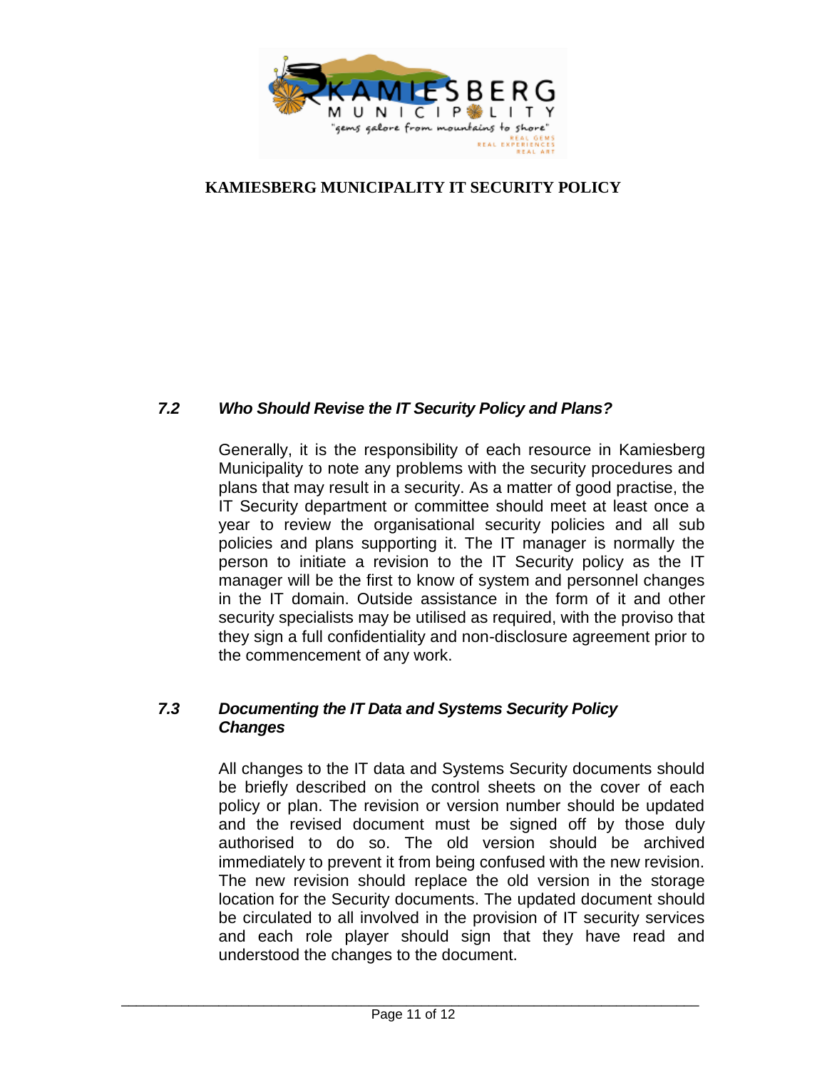### *7.2 Who Should Revise the IT Security Policy and Plans?*

Generally, it is the responsibility of each resource in Kamiesberg Municipality to note any problems with the security procedures and plans that may result in a security. As a matter of good practise, the IT Security department or committee should meet at least once a year to review the organisational security policies and all sub policies and plans supporting it. The IT manager is normally the person to initiate a revision to the IT Security policy as the IT manager will be the first to know of system and personnel changes in the IT domain. Outside assistance in the form of it and other security specialists may be utilised as required, with the proviso that they sign a full confidentiality and non-disclosure agreement prior to the commencement of any work.

### *7.3 Documenting the IT Data and Systems Security Policy Changes*

All changes to the IT data and Systems Security documents should be briefly described on the control sheets on the cover of each policy or plan. The revision or version number should be updated and the revised document must be signed off by those duly authorised to do so. The old version should be archived immediately to prevent it from being confused with the new revision. The new revision should replace the old version in the storage location for the Security documents. The updated document should be circulated to all involved in the provision of IT security services and each role player should sign that they have read and understood the changes to the document.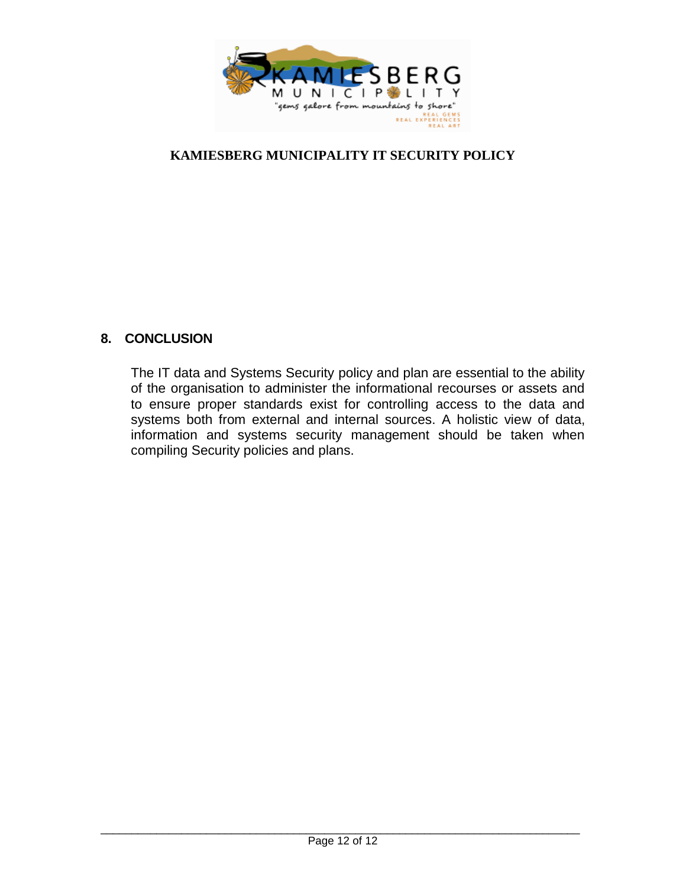**KAMIESBERG MUNICIPALITY IT SECURITY POLICY**

## 8. CONCLUSION

The IT data and Systems Security policy and plan are essential to the ability of the organisation to administer the informational recourses or assets and to ensure proper standards exist for controlling access to the data and systems both from external and internal sources. A holistic view of data, information and systems security management should be taken when compiling Security policies and plans.